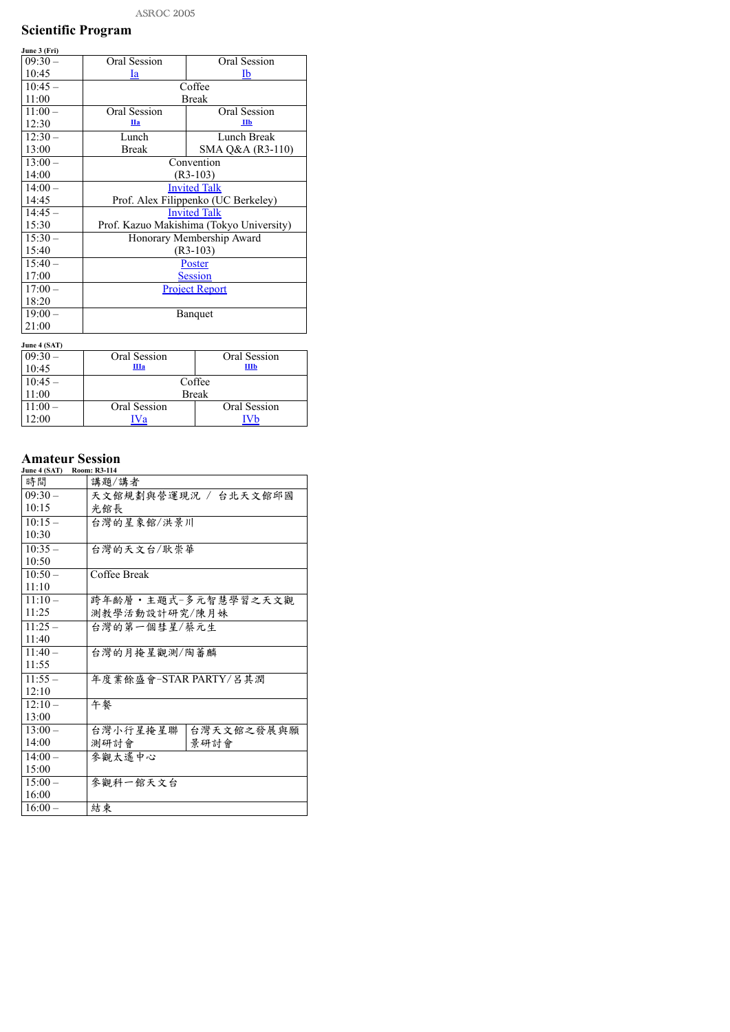# Scientific Program

**June 3 (Fri)**

| | | |
|---|---|---|
| 09:30 – 10:45 | Oral Session Ia | Oral Session Ib |
| 10:45 – 11:00 | Coffee Break | |
| 11:00 – 12:30 | Oral Session IIa | Oral Session IIb |
| 12:30 – 13:00 | Lunch Break | Lunch Break SMA Q&A (R3-110) |
| 13:00 – 14:00 | Convention (R3-103) | |
| 14:00 – 14:45 | Invited Talk Prof. Alex Filippenko (UC Berkeley) | |
| 14:45 – 15:30 | Invited Talk Prof. Kazuo Makishima (Tokyo University) | |
| 15:30 – 15:40 | Honorary Membership Award (R3-103) | |
| 15:40 – 17:00 | Poster Session | |
| 17:00 – 18:20 | Project Report | |
| 19:00 – 21:00 | Banquet | |

**June 4 (SAT)**

| | | |
|---|---|---|
| 09:30 – 10:45 | Oral Session IIIa | Oral Session IIIb |
| 10:45 – 11:00 | Coffee Break | |
| 11:00 – 12:00 | Oral Session IVa | Oral Session IVb |

# Amateur Session

**June 4 (SAT) Room: R3-114**

| 時間 | 講題/講者 | |
|---|---|---|
| 09:30 – 10:15 | 天文館規劃與營運現況 / 台北天文館邱國光館長 | |
| 10:15 – 10:30 | 台灣的星象館/洪景川 | |
| 10:35 – 10:50 | 台灣的天文台/耿崇華 | |
| 10:50 – 11:10 | Coffee Break | |
| 11:10 – 11:25 | 跨年齡層・主題式-多元智慧學習之天文觀測教學活動設計研究/陳月妹 | |
| 11:25 – 11:40 | 台灣的第一個彗星/蔡元生 | |
| 11:40 – 11:55 | 台灣的月掩星觀測/陶蕃麟 | |
| 11:55 – 12:10 | 年度業餘盛會-STAR PARTY/呂其潤 | |
| 12:10 – 13:00 | 午餐 | |
| 13:00 – 14:00 | 台灣小行星掩星聯測研討會 | 台灣天文館之發展與願景研討會 |
| 14:00 – 15:00 | 參觀太遙中心 | |
| 15:00 – 16:00 | 參觀科一館天文台 | |
| 16:00 – | 結束 | |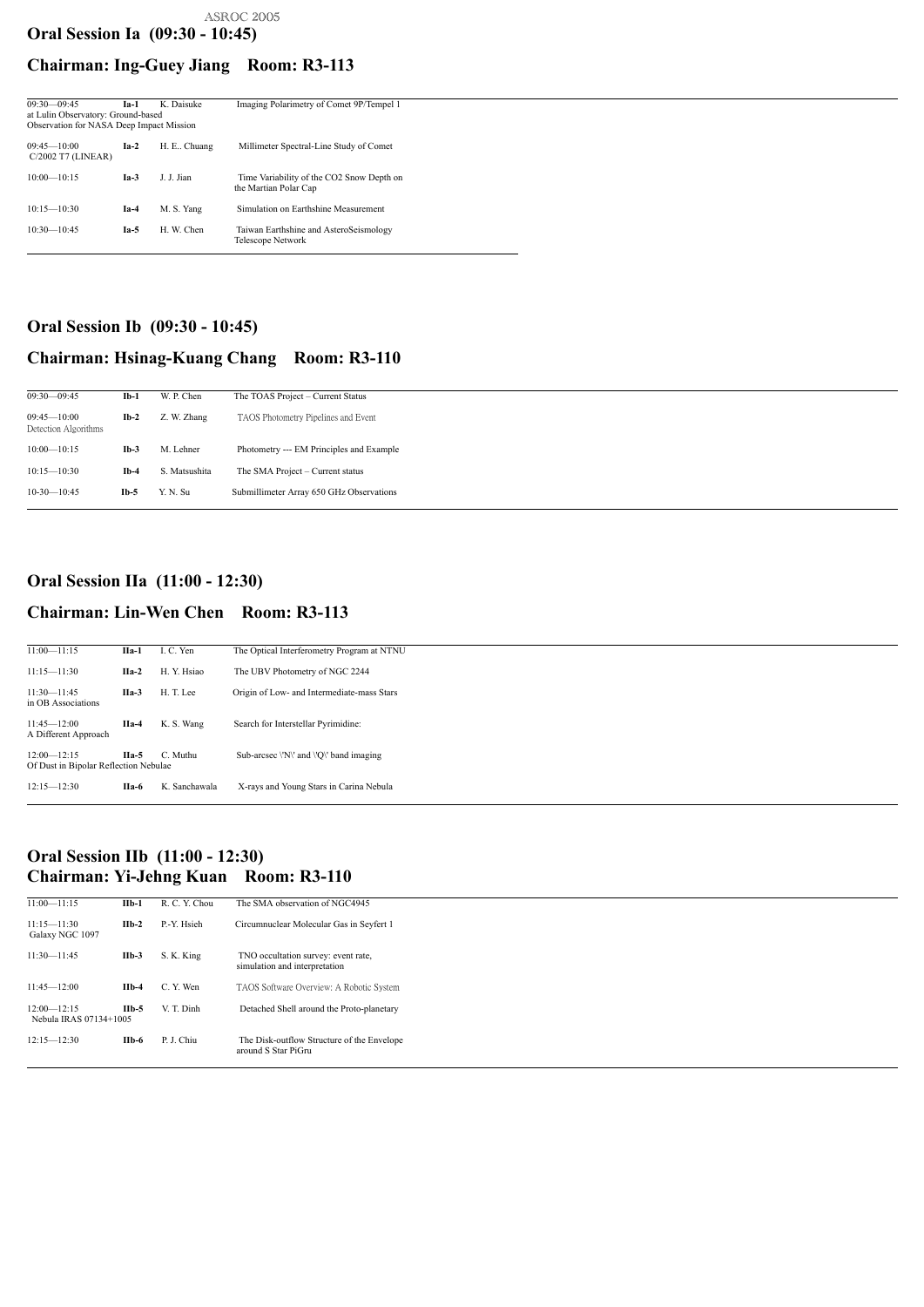## Oral Session Ia (09:30 - 10:45)

## Chairman: Ing-Guey Jiang Room: R3-113

| Time | No. | Speaker | Title |
|---|---|---|---|
| 09:30—09:45 | Ia-1 | K. Daisuke | Imaging Polarimetry of Comet 9P/Tempel 1 at Lulin Observatory: Ground-based Observation for NASA Deep Impact Mission |
| 09:45—10:00 | Ia-2 | H. E.. Chuang | Millimeter Spectral-Line Study of Comet C/2002 T7 (LINEAR) |
| 10:00—10:15 | Ia-3 | J. J. Jian | Time Variability of the $CO_2$ Snow Depth on the Martian Polar Cap |
| 10:15—10:30 | Ia-4 | M. S. Yang | Simulation on Earthshine Measurement |
| 10:30—10:45 | Ia-5 | H. W. Chen | Taiwan Earthshine and AsteroSeismology Telescope Network |

## Oral Session Ib (09:30 - 10:45)

## Chairman: Hsinag-Kuang Chang Room: R3-110

| Time | No. | Speaker | Title |
|---|---|---|---|
| 09:30—09:45 | Ib-1 | W. P. Chen | The TOAS Project – Current Status |
| 09:45—10:00 | Ib-2 | Z. W. Zhang | TAOS Photometry Pipelines and Event Detection Algorithms |
| 10:00—10:15 | Ib-3 | M. Lehner | Photometry --- EM Principles and Example |
| 10:15—10:30 | Ib-4 | S. Matsushita | The SMA Project – Current status |
| 10-30—10:45 | Ib-5 | Y. N. Su | Submillimeter Array 650 GHz Observations |

## Oral Session IIa (11:00 - 12:30)

## Chairman: Lin-Wen Chen Room: R3-113

| Time | No. | Speaker | Title |
|---|---|---|---|
| 11:00—11:15 | IIa-1 | I. C. Yen | The Optical Interferometry Program at NTNU |
| 11:15—11:30 | IIa-2 | H. Y. Hsiao | The UBV Photometry of NGC 2244 |
| 11:30—11:45 | IIa-3 | H. T. Lee | Origin of Low- and Intermediate-mass Stars in OB Associations |
| 11:45—12:00 | IIa-4 | K. S. Wang | Search for Interstellar Pyrimidine: A Different Approach |
| 12:00—12:15 | IIa-5 | C. Muthu | Sub-arcsec \'N\' and \'Q\' band imaging Of Dust in Bipolar Reflection Nebulae |
| 12:15—12:30 | IIa-6 | K. Sanchawala | X-rays and Young Stars in Carina Nebula |

## Oral Session IIb (11:00 - 12:30)

## Chairman: Yi-Jehng Kuan Room: R3-110

| Time | No. | Speaker | Title |
|---|---|---|---|
| 11:00—11:15 | IIb-1 | R. C. Y. Chou | The SMA observation of NGC4945 |
| 11:15—11:30 | IIb-2 | P.-Y. Hsieh | Circumnuclear Molecular Gas in Seyfert 1 Galaxy NGC 1097 |
| 11:30—11:45 | IIb-3 | S. K. King | TNO occultation survey: event rate, simulation and interpretation |
| 11:45—12:00 | IIb-4 | C. Y. Wen | TAOS Software Overview: A Robotic System |
| 12:00—12:15 | IIb-5 | V. T. Dinh | Detached Shell around the Proto-planetary Nebula IRAS 07134+1005 |
| 12:15—12:30 | IIb-6 | P. J. Chiu | The Disk-outflow Structure of the Envelope around S Star PiGru |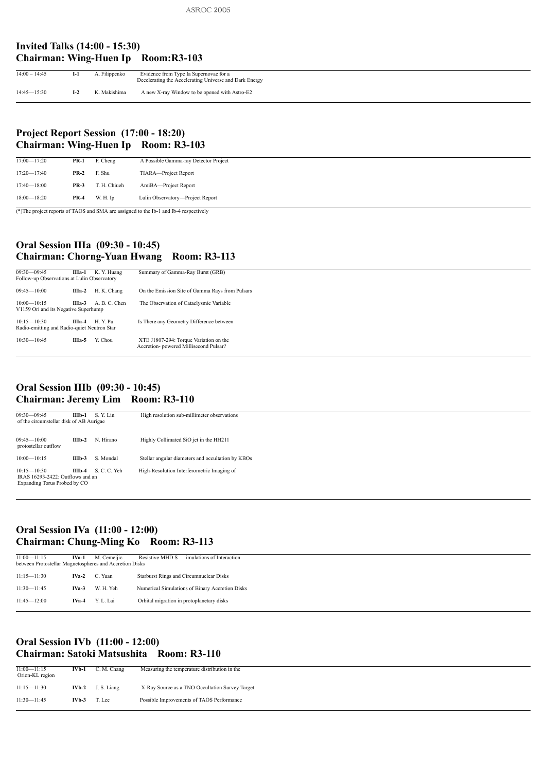## Invited Talks (14:00 - 15:30)
## Chairman: Wing-Huen Ip Room:R3-103

| | | | |
|---|---|---|---|
| 14:00 – 14:45 | **I-1** | A. Filippenko | Evidence from Type Ia Supernovae for a Decelerating the Accelerating Universe and Dark Energy |
| 14:45—15:30 | **I-2** | K. Makishima | A new X-ray Window to be opened with Astro-E2 |

## Project Report Session (17:00 - 18:20)
## Chairman: Wing-Huen Ip Room: R3-103

| | | | |
|---|---|---|---|
| 17:00—17:20 | **PR-1** | F. Cheng | A Possible Gamma-ray Detector Project |
| 17:20—17:40 | **PR-2** | F. Shu | TIARA—Project Report |
| 17:40—18:00 | **PR-3** | T. H. Chiueh | AmiBA—Project Report |
| 18:00—18:20 | **PR-4** | W. H. Ip | Lulin Observatory—Project Report |

(*)The project reports of TAOS and SMA are assigned to the Ib-1 and Ib-4 respectively

## Oral Session IIIa (09:30 - 10:45)
## Chairman: Chorng-Yuan Hwang Room: R3-113

| | | | |
|---|---|---|---|
| 09:30—09:45 | **IIIa-1** | K. Y. Huang | Summary of Gamma-Ray Burst (GRB) Follow-up Observations at Lulin Observatory |
| 09:45—10:00 | **IIIa-2** | H. K. Chang | On the Emission Site of Gamma Rays from Pulsars |
| 10:00—10:15 | **IIIa-3** | A. B. C. Chen | The Observation of Cataclysmic Variable V1159 Ori and its Negative Superhump |
| 10:15—10:30 | **IIIa-4** | H. Y. Pu | Is There any Geometry Difference between Radio-emitting and Radio-quiet Neutron Star |
| 10:30—10:45 | **IIIa-5** | Y. Chou | XTE J1807-294: Torque Variation on the Accretion- powered Millisecond Pulsar? |

## Oral Session IIIb (09:30 - 10:45)
## Chairman: Jeremy Lim Room: R3-110

| | | | |
|---|---|---|---|
| 09:30—09:45 | **IIIb-1** | S. Y. Lin | High resolution sub-millimeter observations of the circumstellar disk of AB Aurigae |
| 09:45—10:00 | **IIIb-2** | N. Hirano | Highly Collimated SiO jet in the HH211 protostellar outflow |
| 10:00—10:15 | **IIIb-3** | S. Mondal | Stellar angular diameters and occultation by KBOs |
| 10:15—10:30 | **IIIb-4** | S. C. C. Yeh | High-Resolution Interferometric Imaging of IRAS 16293-2422: Outflows and an Expanding Torus Probed by CO |

## Oral Session IVa (11:00 - 12:00)
## Chairman: Chung-Ming Ko Room: R3-113

| | | | |
|---|---|---|---|
| 11:00—11:15 | **IVa-1** | M. Cemeljic | Resistive MHD Simulations of Interaction between Protostellar Magnetospheres and Accretion Disks |
| 11:15—11:30 | **IVa-2** | C. Yuan | Starburst Rings and Circumnuclear Disks |
| 11:30—11:45 | **IVa-3** | W. H. Yeh | Numerical Simulations of Binary Accretion Disks |
| 11:45—12:00 | **IVa-4** | Y. L. Lai | Orbital migration in protoplanetary disks |

## Oral Session IVb (11:00 - 12:00)
## Chairman: Satoki Matsushita Room: R3-110

| | | | |
|---|---|---|---|
| 11:00—11:15 | **IVb-1** | C. M. Chang | Measuring the temperature distribution in the Orion-KL region |
| 11:15—11:30 | **IVb-2** | J. S. Liang | X-Ray Source as a TNO Occultation Survey Target |
| 11:30—11:45 | **IVb-3** | T. Lee | Possible Improvements of TAOS Performance |